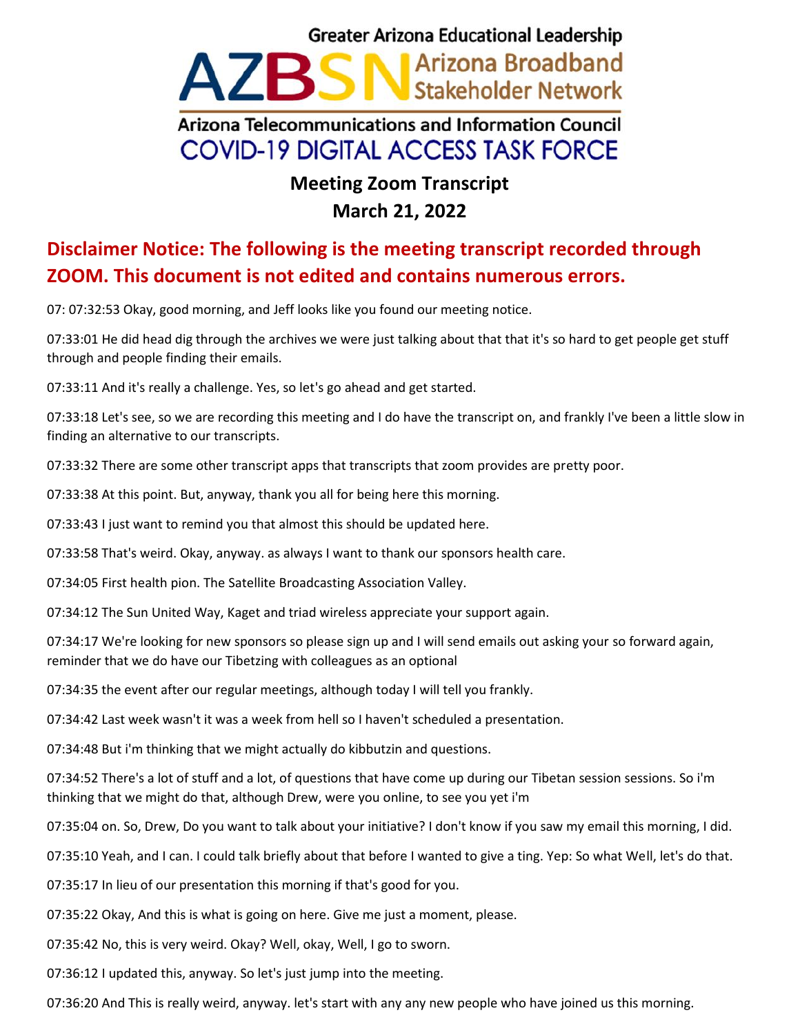# Greater Arizona Educational Leadership

## AZBSN Arizona Broadband Stakeholder Network

## Arizona Telecommunications and Information Council

## COVID-19 DIGITAL ACCESS TASK FORCE

### Meeting Zoom Transcript

### March 21, 2022

## Disclaimer Notice: The following is the meeting transcript recorded through ZOOM. This document is not edited and contains numerous errors.

07: 07:32:53 Okay, good morning, and Jeff looks like you found our meeting notice.

07:33:01 He did head dig through the archives we were just talking about that that it's so hard to get people get stuff through and people finding their emails.

07:33:11 And it's really a challenge. Yes, so let's go ahead and get started.

07:33:18 Let's see, so we are recording this meeting and I do have the transcript on, and frankly I've been a little slow in finding an alternative to our transcripts.

07:33:32 There are some other transcript apps that transcripts that zoom provides are pretty poor.

07:33:38 At this point. But, anyway, thank you all for being here this morning.

07:33:43 I just want to remind you that almost this should be updated here.

07:33:58 That's weird. Okay, anyway. as always I want to thank our sponsors health care.

07:34:05 First health pion. The Satellite Broadcasting Association Valley.

07:34:12 The Sun United Way, Kaget and triad wireless appreciate your support again.

07:34:17 We're looking for new sponsors so please sign up and I will send emails out asking your so forward again, reminder that we do have our Tibetzing with colleagues as an optional

07:34:35 the event after our regular meetings, although today I will tell you frankly.

07:34:42 Last week wasn't it was a week from hell so I haven't scheduled a presentation.

07:34:48 But i'm thinking that we might actually do kibbutzin and questions.

07:34:52 There's a lot of stuff and a lot, of questions that have come up during our Tibetan session sessions. So i'm thinking that we might do that, although Drew, were you online, to see you yet i'm

07:35:04 on. So, Drew, Do you want to talk about your initiative? I don't know if you saw my email this morning, I did.

07:35:10 Yeah, and I can. I could talk briefly about that before I wanted to give a ting. Yep: So what Well, let's do that.

07:35:17 In lieu of our presentation this morning if that's good for you.

07:35:22 Okay, And this is what is going on here. Give me just a moment, please.

07:35:42 No, this is very weird. Okay? Well, okay, Well, I go to sworn.

07:36:12 I updated this, anyway. So let's just jump into the meeting.

07:36:20 And This is really weird, anyway. let's start with any any new people who have joined us this morning.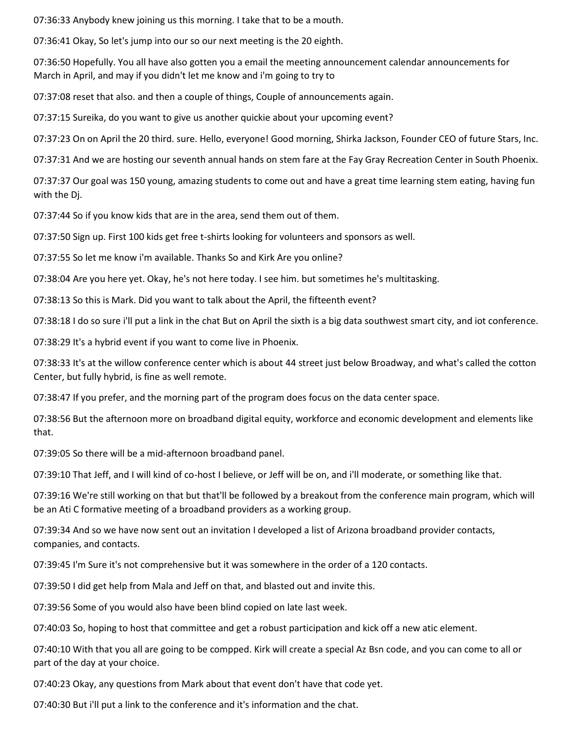07:36:33 Anybody knew joining us this morning. I take that to be a mouth.

07:36:41 Okay, So let's jump into our so our next meeting is the 20 eighth.

07:36:50 Hopefully. You all have also gotten you a email the meeting announcement calendar announcements for March in April, and may if you didn't let me know and i'm going to try to

07:37:08 reset that also. and then a couple of things, Couple of announcements again.

07:37:15 Sureika, do you want to give us another quickie about your upcoming event?

07:37:23 On on April the 20 third. sure. Hello, everyone! Good morning, Shirka Jackson, Founder CEO of future Stars, Inc.

07:37:31 And we are hosting our seventh annual hands on stem fare at the Fay Gray Recreation Center in South Phoenix.

07:37:37 Our goal was 150 young, amazing students to come out and have a great time learning stem eating, having fun with the Dj.

07:37:44 So if you know kids that are in the area, send them out of them.

07:37:50 Sign up. First 100 kids get free t-shirts looking for volunteers and sponsors as well.

07:37:55 So let me know i'm available. Thanks So and Kirk Are you online?

07:38:04 Are you here yet. Okay, he's not here today. I see him. but sometimes he's multitasking.

07:38:13 So this is Mark. Did you want to talk about the April, the fifteenth event?

07:38:18 I do so sure i'll put a link in the chat But on April the sixth is a big data southwest smart city, and iot conference.

07:38:29 It's a hybrid event if you want to come live in Phoenix.

07:38:33 It's at the willow conference center which is about 44 street just below Broadway, and what's called the cotton Center, but fully hybrid, is fine as well remote.

07:38:47 If you prefer, and the morning part of the program does focus on the data center space.

07:38:56 But the afternoon more on broadband digital equity, workforce and economic development and elements like that.

07:39:05 So there will be a mid-afternoon broadband panel.

07:39:10 That Jeff, and I will kind of co-host I believe, or Jeff will be on, and i'll moderate, or something like that.

07:39:16 We're still working on that but that'll be followed by a breakout from the conference main program, which will be an Ati C formative meeting of a broadband providers as a working group.

07:39:34 And so we have now sent out an invitation I developed a list of Arizona broadband provider contacts, companies, and contacts.

07:39:45 I'm Sure it's not comprehensive but it was somewhere in the order of a 120 contacts.

07:39:50 I did get help from Mala and Jeff on that, and blasted out and invite this.

07:39:56 Some of you would also have been blind copied on late last week.

07:40:03 So, hoping to host that committee and get a robust participation and kick off a new atic element.

07:40:10 With that you all are going to be compped. Kirk will create a special Az Bsn code, and you can come to all or part of the day at your choice.

07:40:23 Okay, any questions from Mark about that event don't have that code yet.

07:40:30 But i'll put a link to the conference and it's information and the chat.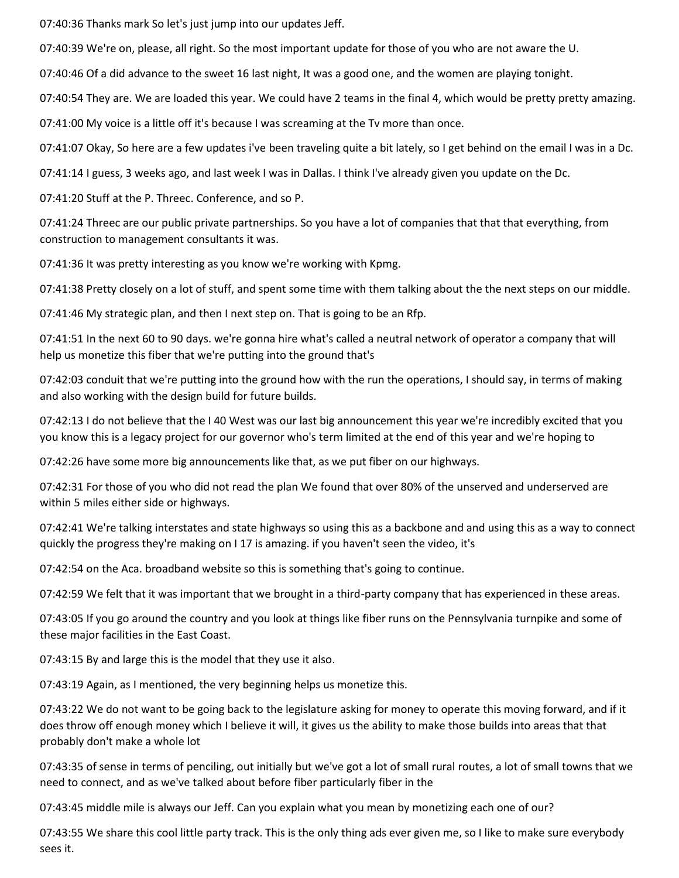07:40:36 Thanks mark So let's just jump into our updates Jeff.

07:40:39 We're on, please, all right. So the most important update for those of you who are not aware the U.

07:40:46 Of a did advance to the sweet 16 last night, It was a good one, and the women are playing tonight.

07:40:54 They are. We are loaded this year. We could have 2 teams in the final 4, which would be pretty pretty amazing.

07:41:00 My voice is a little off it's because I was screaming at the Tv more than once.

07:41:07 Okay, So here are a few updates i've been traveling quite a bit lately, so I get behind on the email I was in a Dc.

07:41:14 I guess, 3 weeks ago, and last week I was in Dallas. I think I've already given you update on the Dc.

07:41:20 Stuff at the P. Threec. Conference, and so P.

07:41:24 Threec are our public private partnerships. So you have a lot of companies that that that everything, from construction to management consultants it was.

07:41:36 It was pretty interesting as you know we're working with Kpmg.

07:41:38 Pretty closely on a lot of stuff, and spent some time with them talking about the the next steps on our middle.

07:41:46 My strategic plan, and then I next step on. That is going to be an Rfp.

07:41:51 In the next 60 to 90 days. we're gonna hire what's called a neutral network of operator a company that will help us monetize this fiber that we're putting into the ground that's

07:42:03 conduit that we're putting into the ground how with the run the operations, I should say, in terms of making and also working with the design build for future builds.

07:42:13 I do not believe that the I 40 West was our last big announcement this year we're incredibly excited that you you know this is a legacy project for our governor who's term limited at the end of this year and we're hoping to

07:42:26 have some more big announcements like that, as we put fiber on our highways.

07:42:31 For those of you who did not read the plan We found that over 80% of the unserved and underserved are within 5 miles either side or highways.

07:42:41 We're talking interstates and state highways so using this as a backbone and and using this as a way to connect quickly the progress they're making on I 17 is amazing. if you haven't seen the video, it's

07:42:54 on the Aca. broadband website so this is something that's going to continue.

07:42:59 We felt that it was important that we brought in a third-party company that has experienced in these areas.

07:43:05 If you go around the country and you look at things like fiber runs on the Pennsylvania turnpike and some of these major facilities in the East Coast.

07:43:15 By and large this is the model that they use it also.

07:43:19 Again, as I mentioned, the very beginning helps us monetize this.

07:43:22 We do not want to be going back to the legislature asking for money to operate this moving forward, and if it does throw off enough money which I believe it will, it gives us the ability to make those builds into areas that that probably don't make a whole lot

07:43:35 of sense in terms of penciling, out initially but we've got a lot of small rural routes, a lot of small towns that we need to connect, and as we've talked about before fiber particularly fiber in the

07:43:45 middle mile is always our Jeff. Can you explain what you mean by monetizing each one of our?

07:43:55 We share this cool little party track. This is the only thing ads ever given me, so I like to make sure everybody sees it.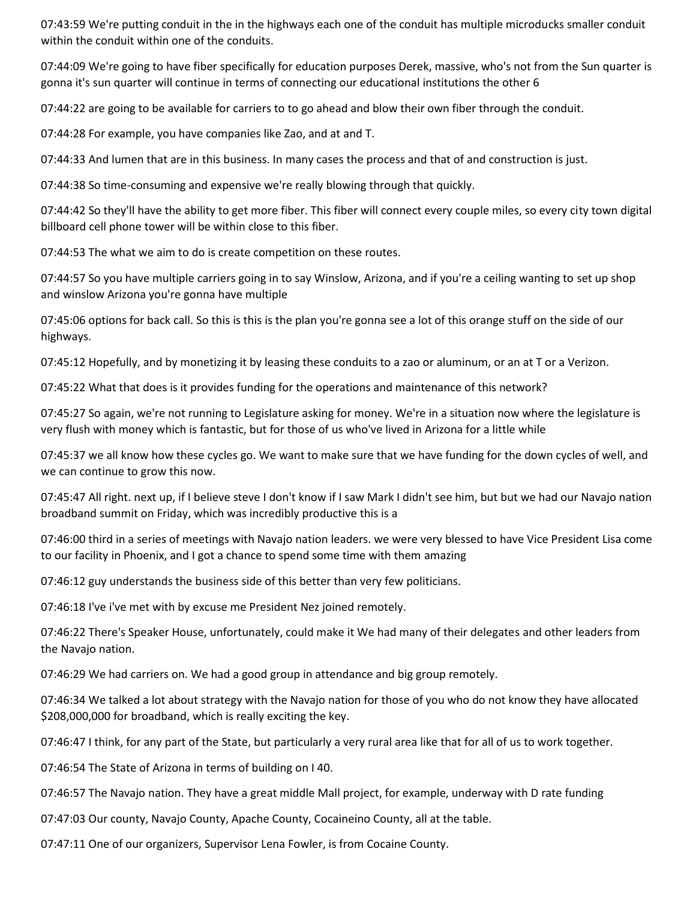07:43:59 We're putting conduit in the in the highways each one of the conduit has multiple microducks smaller conduit within the conduit within one of the conduits.

07:44:09 We're going to have fiber specifically for education purposes Derek, massive, who's not from the Sun quarter is gonna it's sun quarter will continue in terms of connecting our educational institutions the other 6

07:44:22 are going to be available for carriers to to go ahead and blow their own fiber through the conduit.

07:44:28 For example, you have companies like Zao, and at and T.

07:44:33 And lumen that are in this business. In many cases the process and that of and construction is just.

07:44:38 So time-consuming and expensive we're really blowing through that quickly.

07:44:42 So they'll have the ability to get more fiber. This fiber will connect every couple miles, so every city town digital billboard cell phone tower will be within close to this fiber.

07:44:53 The what we aim to do is create competition on these routes.

07:44:57 So you have multiple carriers going in to say Winslow, Arizona, and if you're a ceiling wanting to set up shop and winslow Arizona you're gonna have multiple

07:45:06 options for back call. So this is this is the plan you're gonna see a lot of this orange stuff on the side of our highways.

07:45:12 Hopefully, and by monetizing it by leasing these conduits to a zao or aluminum, or an at T or a Verizon.

07:45:22 What that does is it provides funding for the operations and maintenance of this network?

07:45:27 So again, we're not running to Legislature asking for money. We're in a situation now where the legislature is very flush with money which is fantastic, but for those of us who've lived in Arizona for a little while

07:45:37 we all know how these cycles go. We want to make sure that we have funding for the down cycles of well, and we can continue to grow this now.

07:45:47 All right. next up, if I believe steve I don't know if I saw Mark I didn't see him, but but we had our Navajo nation broadband summit on Friday, which was incredibly productive this is a

07:46:00 third in a series of meetings with Navajo nation leaders. we were very blessed to have Vice President Lisa come to our facility in Phoenix, and I got a chance to spend some time with them amazing

07:46:12 guy understands the business side of this better than very few politicians.

07:46:18 I've i've met with by excuse me President Nez joined remotely.

07:46:22 There's Speaker House, unfortunately, could make it We had many of their delegates and other leaders from the Navajo nation.

07:46:29 We had carriers on. We had a good group in attendance and big group remotely.

07:46:34 We talked a lot about strategy with the Navajo nation for those of you who do not know they have allocated $208,000,000 for broadband, which is really exciting the key.

07:46:47 I think, for any part of the State, but particularly a very rural area like that for all of us to work together.

07:46:54 The State of Arizona in terms of building on I 40.

07:46:57 The Navajo nation. They have a great middle Mall project, for example, underway with D rate funding

07:47:03 Our county, Navajo County, Apache County, Cocaineino County, all at the table.

07:47:11 One of our organizers, Supervisor Lena Fowler, is from Cocaine County.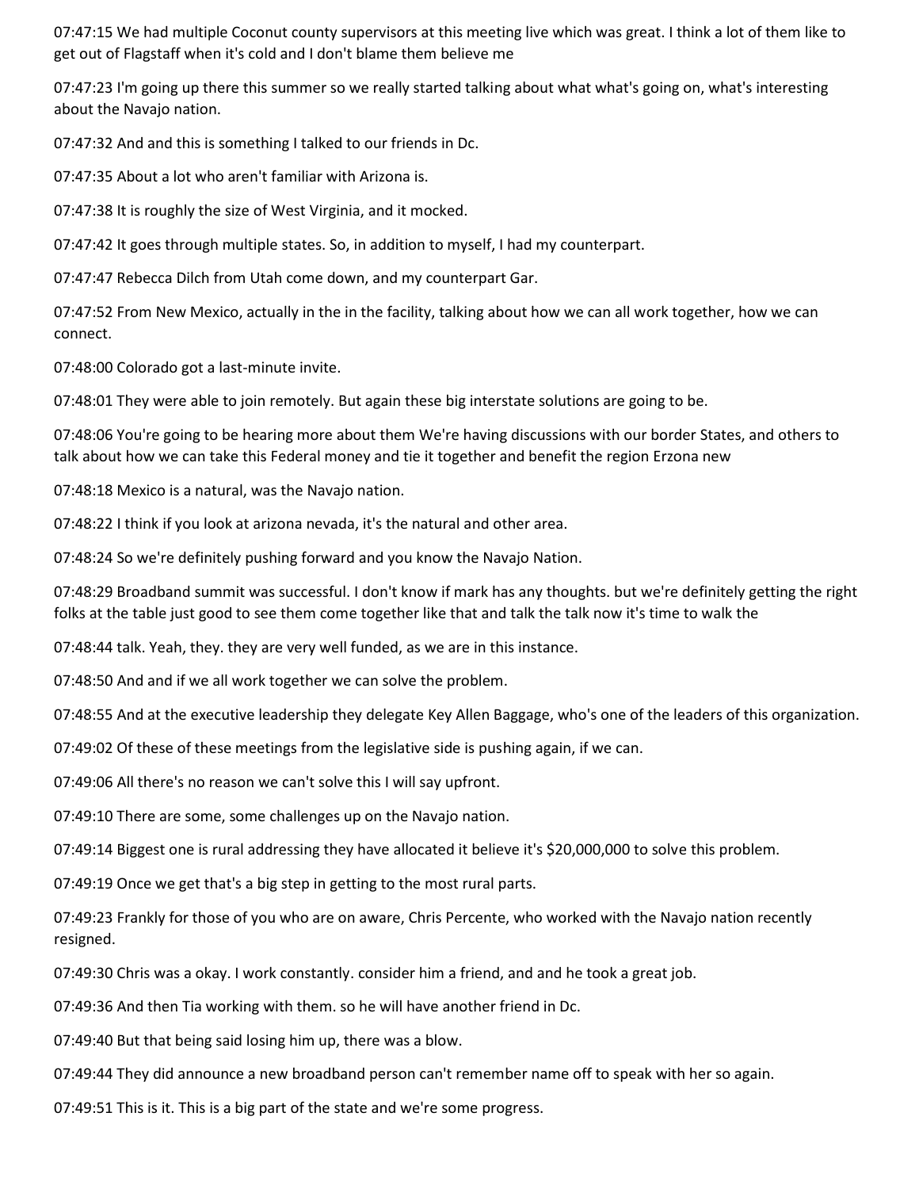07:47:15 We had multiple Coconut county supervisors at this meeting live which was great. I think a lot of them like to get out of Flagstaff when it's cold and I don't blame them believe me

07:47:23 I'm going up there this summer so we really started talking about what what's going on, what's interesting about the Navajo nation.

07:47:32 And and this is something I talked to our friends in Dc.

07:47:35 About a lot who aren't familiar with Arizona is.

07:47:38 It is roughly the size of West Virginia, and it mocked.

07:47:42 It goes through multiple states. So, in addition to myself, I had my counterpart.

07:47:47 Rebecca Dilch from Utah come down, and my counterpart Gar.

07:47:52 From New Mexico, actually in the in the facility, talking about how we can all work together, how we can connect.

07:48:00 Colorado got a last-minute invite.

07:48:01 They were able to join remotely. But again these big interstate solutions are going to be.

07:48:06 You're going to be hearing more about them We're having discussions with our border States, and others to talk about how we can take this Federal money and tie it together and benefit the region Erzona new

07:48:18 Mexico is a natural, was the Navajo nation.

07:48:22 I think if you look at arizona nevada, it's the natural and other area.

07:48:24 So we're definitely pushing forward and you know the Navajo Nation.

07:48:29 Broadband summit was successful. I don't know if mark has any thoughts. but we're definitely getting the right folks at the table just good to see them come together like that and talk the talk now it's time to walk the

07:48:44 talk. Yeah, they. they are very well funded, as we are in this instance.

07:48:50 And and if we all work together we can solve the problem.

07:48:55 And at the executive leadership they delegate Key Allen Baggage, who's one of the leaders of this organization.

07:49:02 Of these of these meetings from the legislative side is pushing again, if we can.

07:49:06 All there's no reason we can't solve this I will say upfront.

07:49:10 There are some, some challenges up on the Navajo nation.

07:49:14 Biggest one is rural addressing they have allocated it believe it's $20,000,000 to solve this problem.

07:49:19 Once we get that's a big step in getting to the most rural parts.

07:49:23 Frankly for those of you who are on aware, Chris Percente, who worked with the Navajo nation recently resigned.

07:49:30 Chris was a okay. I work constantly. consider him a friend, and and he took a great job.

07:49:36 And then Tia working with them. so he will have another friend in Dc.

07:49:40 But that being said losing him up, there was a blow.

07:49:44 They did announce a new broadband person can't remember name off to speak with her so again.

07:49:51 This is it. This is a big part of the state and we're some progress.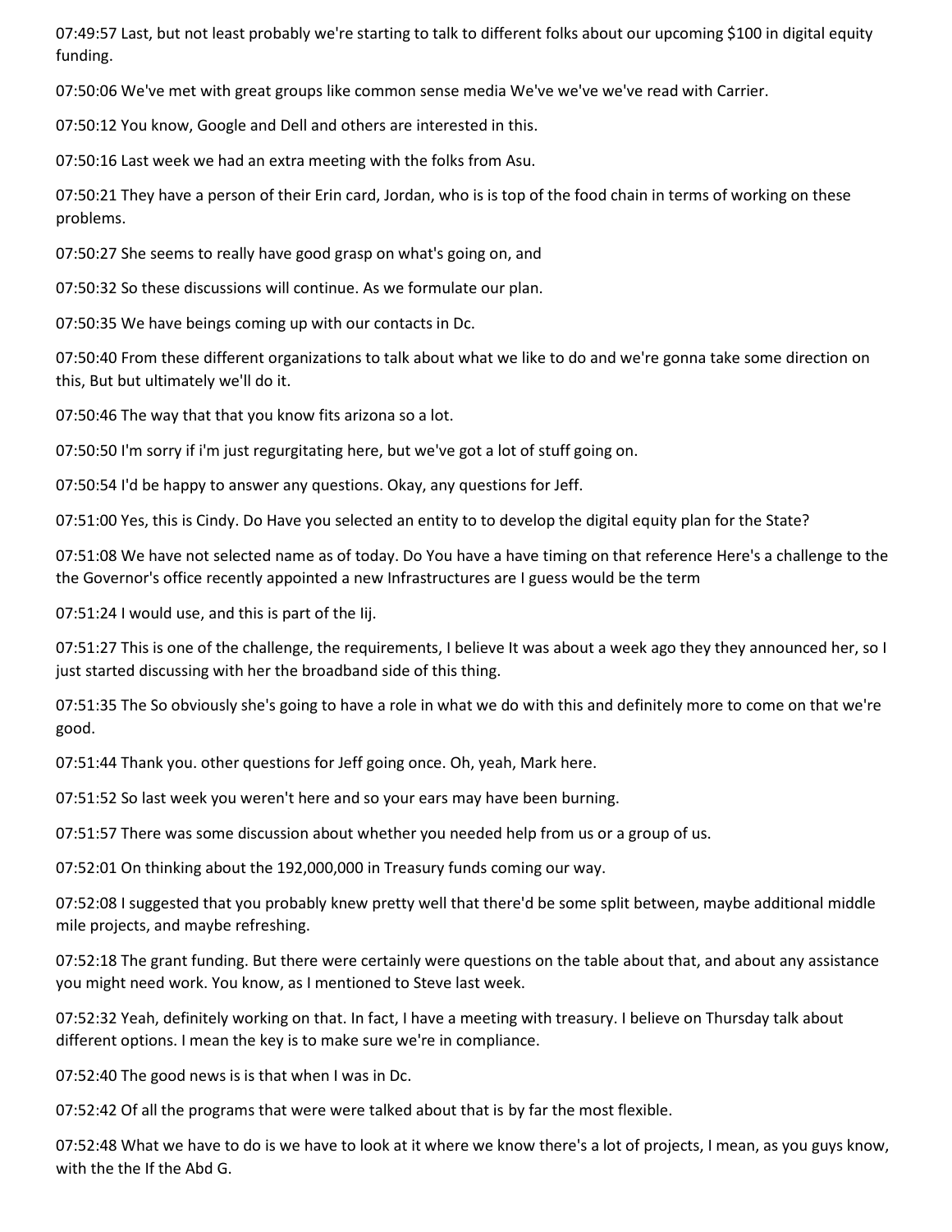07:49:57 Last, but not least probably we're starting to talk to different folks about our upcoming $100 in digital equity funding.

07:50:06 We've met with great groups like common sense media We've we've we've read with Carrier.

07:50:12 You know, Google and Dell and others are interested in this.

07:50:16 Last week we had an extra meeting with the folks from Asu.

07:50:21 They have a person of their Erin card, Jordan, who is is top of the food chain in terms of working on these problems.

07:50:27 She seems to really have good grasp on what's going on, and

07:50:32 So these discussions will continue. As we formulate our plan.

07:50:35 We have beings coming up with our contacts in Dc.

07:50:40 From these different organizations to talk about what we like to do and we're gonna take some direction on this, But but ultimately we'll do it.

07:50:46 The way that that you know fits arizona so a lot.

07:50:50 I'm sorry if i'm just regurgitating here, but we've got a lot of stuff going on.

07:50:54 I'd be happy to answer any questions. Okay, any questions for Jeff.

07:51:00 Yes, this is Cindy. Do Have you selected an entity to to develop the digital equity plan for the State?

07:51:08 We have not selected name as of today. Do You have a have timing on that reference Here's a challenge to the the Governor's office recently appointed a new Infrastructures are I guess would be the term

07:51:24 I would use, and this is part of the Iij.

07:51:27 This is one of the challenge, the requirements, I believe It was about a week ago they they announced her, so I just started discussing with her the broadband side of this thing.

07:51:35 The So obviously she's going to have a role in what we do with this and definitely more to come on that we're good.

07:51:44 Thank you. other questions for Jeff going once. Oh, yeah, Mark here.

07:51:52 So last week you weren't here and so your ears may have been burning.

07:51:57 There was some discussion about whether you needed help from us or a group of us.

07:52:01 On thinking about the 192,000,000 in Treasury funds coming our way.

07:52:08 I suggested that you probably knew pretty well that there'd be some split between, maybe additional middle mile projects, and maybe refreshing.

07:52:18 The grant funding. But there were certainly were questions on the table about that, and about any assistance you might need work. You know, as I mentioned to Steve last week.

07:52:32 Yeah, definitely working on that. In fact, I have a meeting with treasury. I believe on Thursday talk about different options. I mean the key is to make sure we're in compliance.

07:52:40 The good news is is that when I was in Dc.

07:52:42 Of all the programs that were were talked about that is by far the most flexible.

07:52:48 What we have to do is we have to look at it where we know there's a lot of projects, I mean, as you guys know, with the the If the Abd G.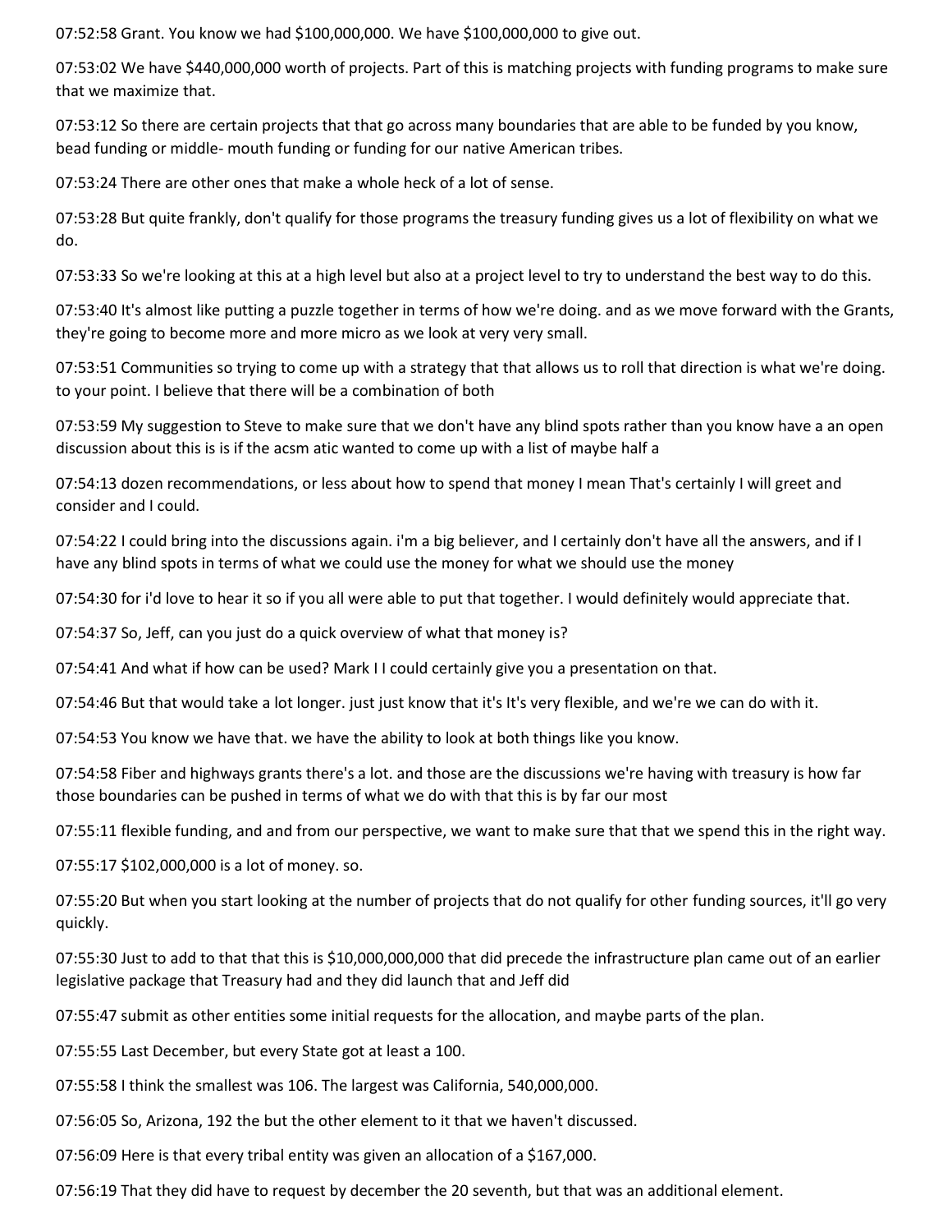07:52:58 Grant. You know we had $100,000,000. We have $100,000,000 to give out.

07:53:02 We have $440,000,000 worth of projects. Part of this is matching projects with funding programs to make sure that we maximize that.

07:53:12 So there are certain projects that that go across many boundaries that are able to be funded by you know, bead funding or middle- mouth funding or funding for our native American tribes.

07:53:24 There are other ones that make a whole heck of a lot of sense.

07:53:28 But quite frankly, don't qualify for those programs the treasury funding gives us a lot of flexibility on what we do.

07:53:33 So we're looking at this at a high level but also at a project level to try to understand the best way to do this.

07:53:40 It's almost like putting a puzzle together in terms of how we're doing. and as we move forward with the Grants, they're going to become more and more micro as we look at very very small.

07:53:51 Communities so trying to come up with a strategy that that allows us to roll that direction is what we're doing. to your point. I believe that there will be a combination of both

07:53:59 My suggestion to Steve to make sure that we don't have any blind spots rather than you know have a an open discussion about this is is if the acsm atic wanted to come up with a list of maybe half a

07:54:13 dozen recommendations, or less about how to spend that money I mean That's certainly I will greet and consider and I could.

07:54:22 I could bring into the discussions again. i'm a big believer, and I certainly don't have all the answers, and if I have any blind spots in terms of what we could use the money for what we should use the money

07:54:30 for i'd love to hear it so if you all were able to put that together. I would definitely would appreciate that.

07:54:37 So, Jeff, can you just do a quick overview of what that money is?

07:54:41 And what if how can be used? Mark I I could certainly give you a presentation on that.

07:54:46 But that would take a lot longer. just just know that it's It's very flexible, and we're we can do with it.

07:54:53 You know we have that. we have the ability to look at both things like you know.

07:54:58 Fiber and highways grants there's a lot. and those are the discussions we're having with treasury is how far those boundaries can be pushed in terms of what we do with that this is by far our most

07:55:11 flexible funding, and and from our perspective, we want to make sure that that we spend this in the right way.

07:55:17 $102,000,000 is a lot of money. so.

07:55:20 But when you start looking at the number of projects that do not qualify for other funding sources, it'll go very quickly.

07:55:30 Just to add to that that this is $10,000,000,000 that did precede the infrastructure plan came out of an earlier legislative package that Treasury had and they did launch that and Jeff did

07:55:47 submit as other entities some initial requests for the allocation, and maybe parts of the plan.

07:55:55 Last December, but every State got at least a 100.

07:55:58 I think the smallest was 106. The largest was California, 540,000,000.

07:56:05 So, Arizona, 192 the but the other element to it that we haven't discussed.

07:56:09 Here is that every tribal entity was given an allocation of a $167,000.

07:56:19 That they did have to request by december the 20 seventh, but that was an additional element.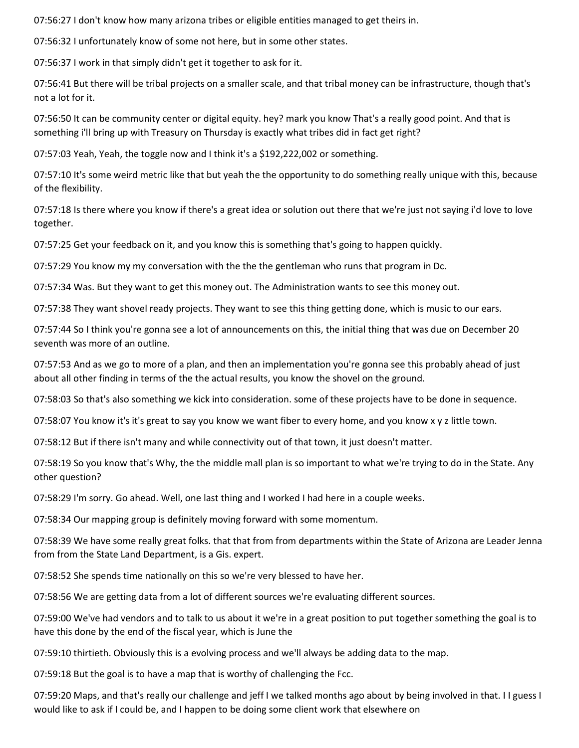07:56:27 I don't know how many arizona tribes or eligible entities managed to get theirs in.

07:56:32 I unfortunately know of some not here, but in some other states.

07:56:37 I work in that simply didn't get it together to ask for it.

07:56:41 But there will be tribal projects on a smaller scale, and that tribal money can be infrastructure, though that's not a lot for it.

07:56:50 It can be community center or digital equity. hey? mark you know That's a really good point. And that is something i'll bring up with Treasury on Thursday is exactly what tribes did in fact get right?

07:57:03 Yeah, Yeah, the toggle now and I think it's a $192,222,002 or something.

07:57:10 It's some weird metric like that but yeah the the opportunity to do something really unique with this, because of the flexibility.

07:57:18 Is there where you know if there's a great idea or solution out there that we're just not saying i'd love to love together.

07:57:25 Get your feedback on it, and you know this is something that's going to happen quickly.

07:57:29 You know my my conversation with the the the gentleman who runs that program in Dc.

07:57:34 Was. But they want to get this money out. The Administration wants to see this money out.

07:57:38 They want shovel ready projects. They want to see this thing getting done, which is music to our ears.

07:57:44 So I think you're gonna see a lot of announcements on this, the initial thing that was due on December 20 seventh was more of an outline.

07:57:53 And as we go to more of a plan, and then an implementation you're gonna see this probably ahead of just about all other finding in terms of the the actual results, you know the shovel on the ground.

07:58:03 So that's also something we kick into consideration. some of these projects have to be done in sequence.

07:58:07 You know it's it's great to say you know we want fiber to every home, and you know x y z little town.

07:58:12 But if there isn't many and while connectivity out of that town, it just doesn't matter.

07:58:19 So you know that's Why, the the middle mall plan is so important to what we're trying to do in the State. Any other question?

07:58:29 I'm sorry. Go ahead. Well, one last thing and I worked I had here in a couple weeks.

07:58:34 Our mapping group is definitely moving forward with some momentum.

07:58:39 We have some really great folks. that that from from departments within the State of Arizona are Leader Jenna from from the State Land Department, is a Gis. expert.

07:58:52 She spends time nationally on this so we're very blessed to have her.

07:58:56 We are getting data from a lot of different sources we're evaluating different sources.

07:59:00 We've had vendors and to talk to us about it we're in a great position to put together something the goal is to have this done by the end of the fiscal year, which is June the

07:59:10 thirtieth. Obviously this is a evolving process and we'll always be adding data to the map.

07:59:18 But the goal is to have a map that is worthy of challenging the Fcc.

07:59:20 Maps, and that's really our challenge and jeff I we talked months ago about by being involved in that. I I guess I would like to ask if I could be, and I happen to be doing some client work that elsewhere on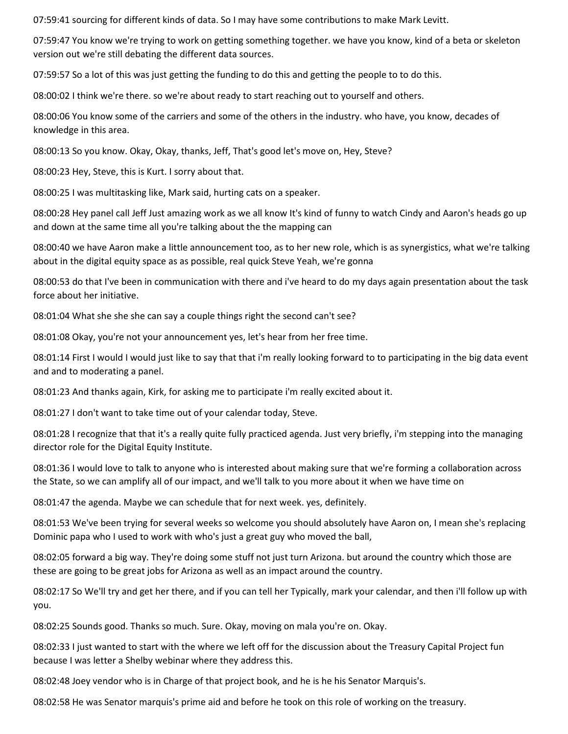07:59:41 sourcing for different kinds of data. So I may have some contributions to make Mark Levitt.

07:59:47 You know we're trying to work on getting something together. we have you know, kind of a beta or skeleton version out we're still debating the different data sources.

07:59:57 So a lot of this was just getting the funding to do this and getting the people to to do this.

08:00:02 I think we're there. so we're about ready to start reaching out to yourself and others.

08:00:06 You know some of the carriers and some of the others in the industry. who have, you know, decades of knowledge in this area.

08:00:13 So you know. Okay, Okay, thanks, Jeff, That's good let's move on, Hey, Steve?

08:00:23 Hey, Steve, this is Kurt. I sorry about that.

08:00:25 I was multitasking like, Mark said, hurting cats on a speaker.

08:00:28 Hey panel call Jeff Just amazing work as we all know It's kind of funny to watch Cindy and Aaron's heads go up and down at the same time all you're talking about the the mapping can

08:00:40 we have Aaron make a little announcement too, as to her new role, which is as synergistics, what we're talking about in the digital equity space as as possible, real quick Steve Yeah, we're gonna

08:00:53 do that I've been in communication with there and i've heard to do my days again presentation about the task force about her initiative.

08:01:04 What she she she can say a couple things right the second can't see?

08:01:08 Okay, you're not your announcement yes, let's hear from her free time.

08:01:14 First I would I would just like to say that that i'm really looking forward to to participating in the big data event and and to moderating a panel.

08:01:23 And thanks again, Kirk, for asking me to participate i'm really excited about it.

08:01:27 I don't want to take time out of your calendar today, Steve.

08:01:28 I recognize that that it's a really quite fully practiced agenda. Just very briefly, i'm stepping into the managing director role for the Digital Equity Institute.

08:01:36 I would love to talk to anyone who is interested about making sure that we're forming a collaboration across the State, so we can amplify all of our impact, and we'll talk to you more about it when we have time on

08:01:47 the agenda. Maybe we can schedule that for next week. yes, definitely.

08:01:53 We've been trying for several weeks so welcome you should absolutely have Aaron on, I mean she's replacing Dominic papa who I used to work with who's just a great guy who moved the ball,

08:02:05 forward a big way. They're doing some stuff not just turn Arizona. but around the country which those are these are going to be great jobs for Arizona as well as an impact around the country.

08:02:17 So We'll try and get her there, and if you can tell her Typically, mark your calendar, and then i'll follow up with you.

08:02:25 Sounds good. Thanks so much. Sure. Okay, moving on mala you're on. Okay.

08:02:33 I just wanted to start with the where we left off for the discussion about the Treasury Capital Project fun because I was letter a Shelby webinar where they address this.

08:02:48 Joey vendor who is in Charge of that project book, and he is he his Senator Marquis's.

08:02:58 He was Senator marquis's prime aid and before he took on this role of working on the treasury.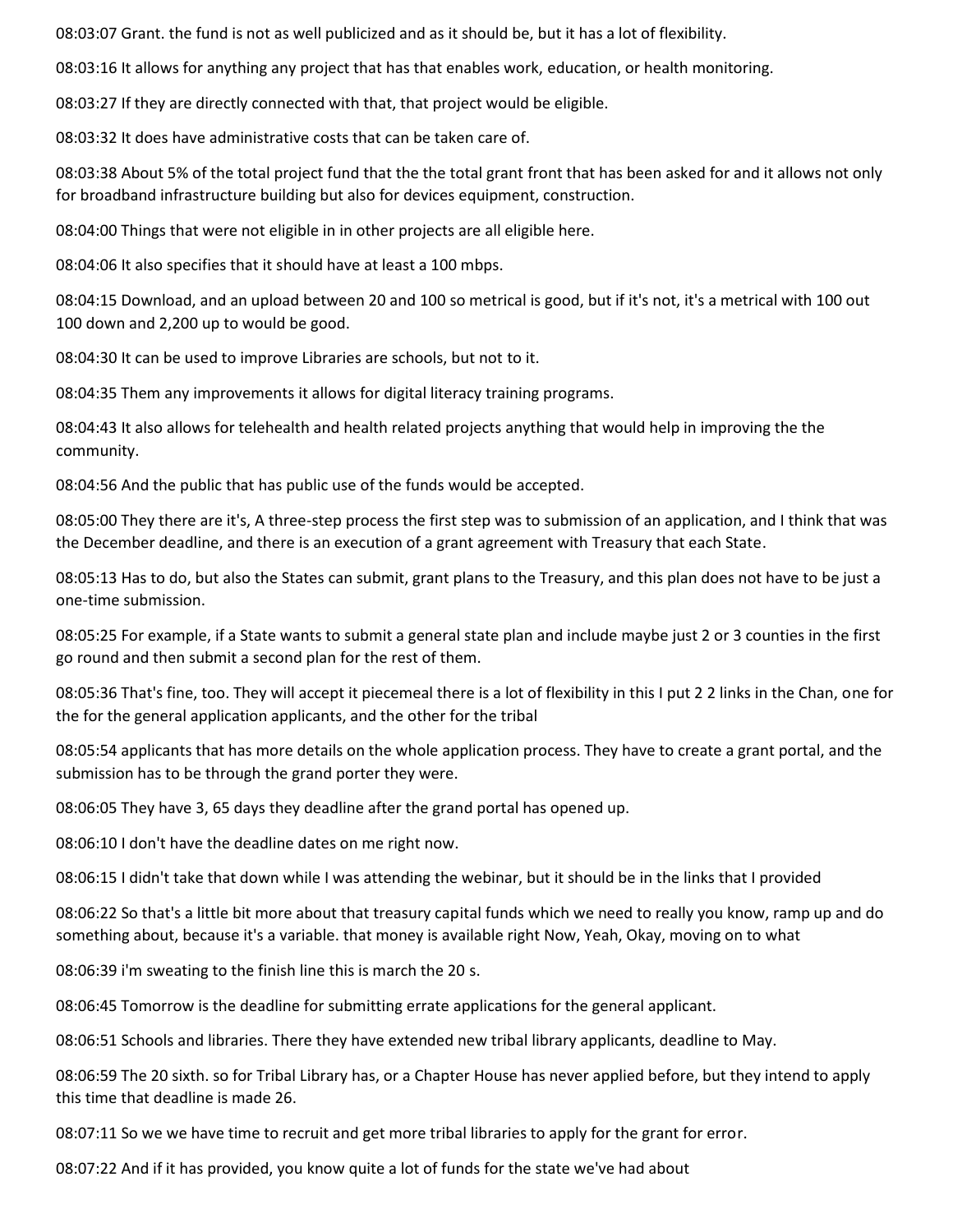08:03:07 Grant. the fund is not as well publicized and as it should be, but it has a lot of flexibility.

08:03:16 It allows for anything any project that has that enables work, education, or health monitoring.

08:03:27 If they are directly connected with that, that project would be eligible.

08:03:32 It does have administrative costs that can be taken care of.

08:03:38 About 5% of the total project fund that the the total grant front that has been asked for and it allows not only for broadband infrastructure building but also for devices equipment, construction.

08:04:00 Things that were not eligible in in other projects are all eligible here.

08:04:06 It also specifies that it should have at least a 100 mbps.

08:04:15 Download, and an upload between 20 and 100 so metrical is good, but if it's not, it's a metrical with 100 out 100 down and 2,200 up to would be good.

08:04:30 It can be used to improve Libraries are schools, but not to it.

08:04:35 Them any improvements it allows for digital literacy training programs.

08:04:43 It also allows for telehealth and health related projects anything that would help in improving the the community.

08:04:56 And the public that has public use of the funds would be accepted.

08:05:00 They there are it's, A three-step process the first step was to submission of an application, and I think that was the December deadline, and there is an execution of a grant agreement with Treasury that each State.

08:05:13 Has to do, but also the States can submit, grant plans to the Treasury, and this plan does not have to be just a one-time submission.

08:05:25 For example, if a State wants to submit a general state plan and include maybe just 2 or 3 counties in the first go round and then submit a second plan for the rest of them.

08:05:36 That's fine, too. They will accept it piecemeal there is a lot of flexibility in this I put 2 2 links in the Chan, one for the for the general application applicants, and the other for the tribal

08:05:54 applicants that has more details on the whole application process. They have to create a grant portal, and the submission has to be through the grand porter they were.

08:06:05 They have 3, 65 days they deadline after the grand portal has opened up.

08:06:10 I don't have the deadline dates on me right now.

08:06:15 I didn't take that down while I was attending the webinar, but it should be in the links that I provided

08:06:22 So that's a little bit more about that treasury capital funds which we need to really you know, ramp up and do something about, because it's a variable. that money is available right Now, Yeah, Okay, moving on to what

08:06:39 i'm sweating to the finish line this is march the 20 s.

08:06:45 Tomorrow is the deadline for submitting errate applications for the general applicant.

08:06:51 Schools and libraries. There they have extended new tribal library applicants, deadline to May.

08:06:59 The 20 sixth. so for Tribal Library has, or a Chapter House has never applied before, but they intend to apply this time that deadline is made 26.

08:07:11 So we we have time to recruit and get more tribal libraries to apply for the grant for error.

08:07:22 And if it has provided, you know quite a lot of funds for the state we've had about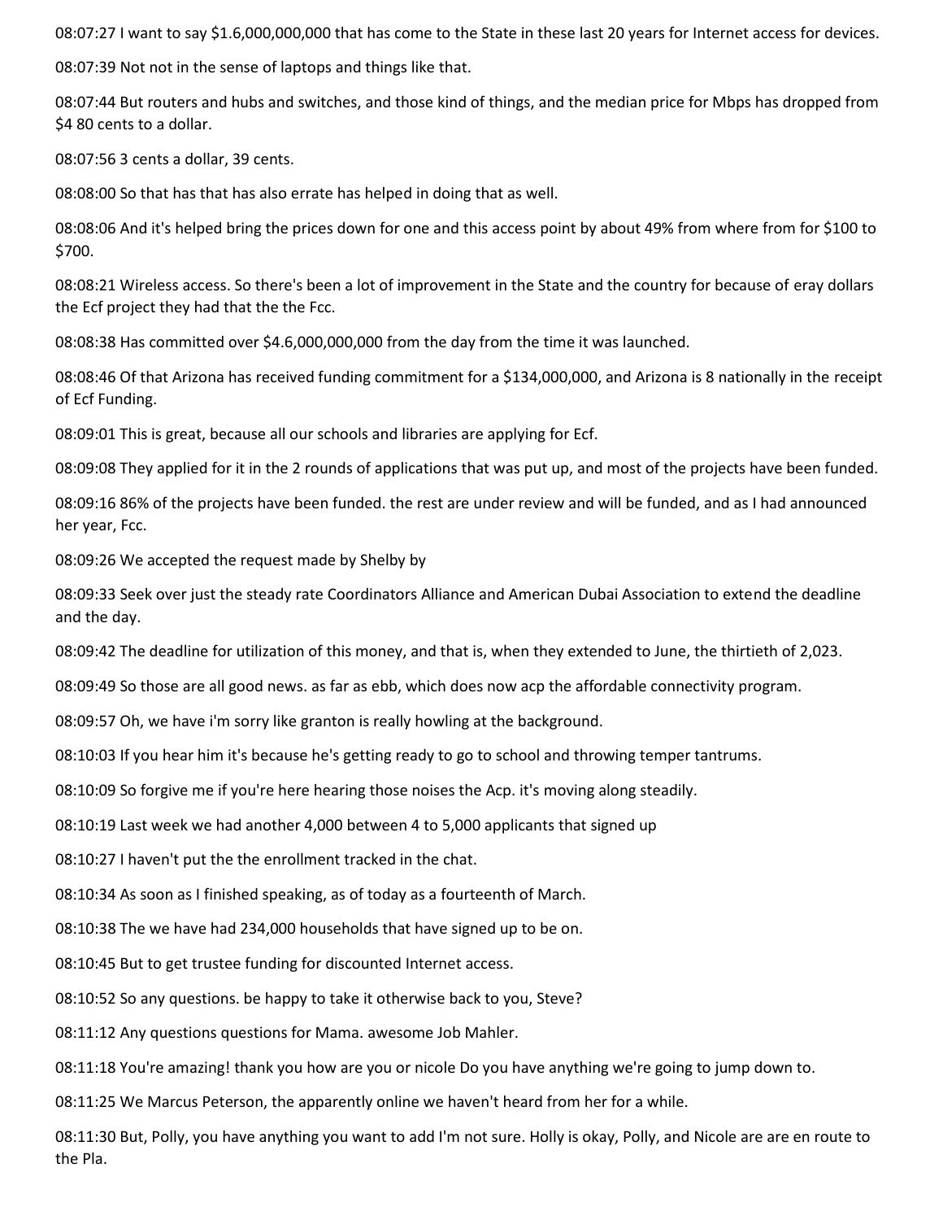08:07:27 I want to say $1.6,000,000,000 that has come to the State in these last 20 years for Internet access for devices.

08:07:39 Not not in the sense of laptops and things like that.

08:07:44 But routers and hubs and switches, and those kind of things, and the median price for Mbps has dropped from $4 80 cents to a dollar.

08:07:56 3 cents a dollar, 39 cents.

08:08:00 So that has that has also errate has helped in doing that as well.

08:08:06 And it's helped bring the prices down for one and this access point by about 49% from where from for $100 to $700.

08:08:21 Wireless access. So there's been a lot of improvement in the State and the country for because of eray dollars the Ecf project they had that the the Fcc.

08:08:38 Has committed over $4.6,000,000,000 from the day from the time it was launched.

08:08:46 Of that Arizona has received funding commitment for a $134,000,000, and Arizona is 8 nationally in the receipt of Ecf Funding.

08:09:01 This is great, because all our schools and libraries are applying for Ecf.

08:09:08 They applied for it in the 2 rounds of applications that was put up, and most of the projects have been funded.

08:09:16 86% of the projects have been funded. the rest are under review and will be funded, and as I had announced her year, Fcc.

08:09:26 We accepted the request made by Shelby by

08:09:33 Seek over just the steady rate Coordinators Alliance and American Dubai Association to extend the deadline and the day.

08:09:42 The deadline for utilization of this money, and that is, when they extended to June, the thirtieth of 2,023.

08:09:49 So those are all good news. as far as ebb, which does now acp the affordable connectivity program.

08:09:57 Oh, we have i'm sorry like granton is really howling at the background.

08:10:03 If you hear him it's because he's getting ready to go to school and throwing temper tantrums.

08:10:09 So forgive me if you're here hearing those noises the Acp. it's moving along steadily.

08:10:19 Last week we had another 4,000 between 4 to 5,000 applicants that signed up

08:10:27 I haven't put the the enrollment tracked in the chat.

08:10:34 As soon as I finished speaking, as of today as a fourteenth of March.

08:10:38 The we have had 234,000 households that have signed up to be on.

08:10:45 But to get trustee funding for discounted Internet access.

08:10:52 So any questions. be happy to take it otherwise back to you, Steve?

08:11:12 Any questions questions for Mama. awesome Job Mahler.

08:11:18 You're amazing! thank you how are you or nicole Do you have anything we're going to jump down to.

08:11:25 We Marcus Peterson, the apparently online we haven't heard from her for a while.

08:11:30 But, Polly, you have anything you want to add I'm not sure. Holly is okay, Polly, and Nicole are are en route to the Pla.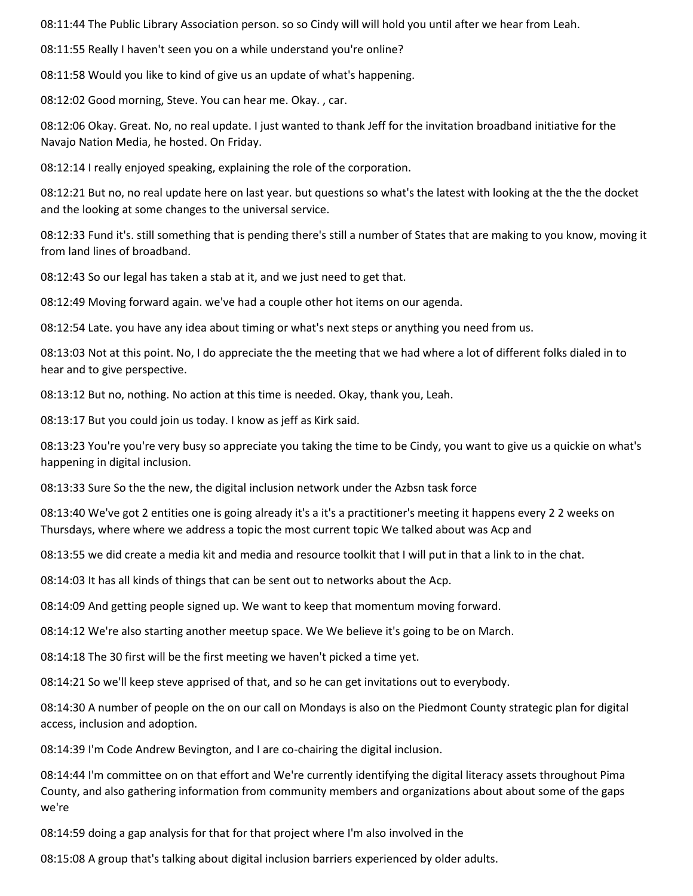08:11:44 The Public Library Association person. so so Cindy will will hold you until after we hear from Leah.

08:11:55 Really I haven't seen you on a while understand you're online?

08:11:58 Would you like to kind of give us an update of what's happening.

08:12:02 Good morning, Steve. You can hear me. Okay. , car.

08:12:06 Okay. Great. No, no real update. I just wanted to thank Jeff for the invitation broadband initiative for the Navajo Nation Media, he hosted. On Friday.

08:12:14 I really enjoyed speaking, explaining the role of the corporation.

08:12:21 But no, no real update here on last year. but questions so what's the latest with looking at the the the docket and the looking at some changes to the universal service.

08:12:33 Fund it's. still something that is pending there's still a number of States that are making to you know, moving it from land lines of broadband.

08:12:43 So our legal has taken a stab at it, and we just need to get that.

08:12:49 Moving forward again. we've had a couple other hot items on our agenda.

08:12:54 Late. you have any idea about timing or what's next steps or anything you need from us.

08:13:03 Not at this point. No, I do appreciate the the meeting that we had where a lot of different folks dialed in to hear and to give perspective.

08:13:12 But no, nothing. No action at this time is needed. Okay, thank you, Leah.

08:13:17 But you could join us today. I know as jeff as Kirk said.

08:13:23 You're you're very busy so appreciate you taking the time to be Cindy, you want to give us a quickie on what's happening in digital inclusion.

08:13:33 Sure So the the new, the digital inclusion network under the Azbsn task force

08:13:40 We've got 2 entities one is going already it's a it's a practitioner's meeting it happens every 2 2 2 weeks on Thursdays, where where we address a topic the most current topic We talked about was Acp and

08:13:55 we did create a media kit and media and resource toolkit that I will put in that a link to in the chat.

08:14:03 It has all kinds of things that can be sent out to networks about the Acp.

08:14:09 And getting people signed up. We want to keep that momentum moving forward.

08:14:12 We're also starting another meetup space. We We believe it's going to be on March.

08:14:18 The 30 first will be the first meeting we haven't picked a time yet.

08:14:21 So we'll keep steve apprised of that, and so he can get invitations out to everybody.

08:14:30 A number of people on the on our call on Mondays is also on the Piedmont County strategic plan for digital access, inclusion and adoption.

08:14:39 I'm Code Andrew Bevington, and I are co-chairing the digital inclusion.

08:14:44 I'm committee on on that effort and We're currently identifying the digital literacy assets throughout Pima County, and also gathering information from community members and organizations about about some of the gaps we're

08:14:59 doing a gap analysis for that for that project where I'm also involved in the

08:15:08 A group that's talking about digital inclusion barriers experienced by older adults.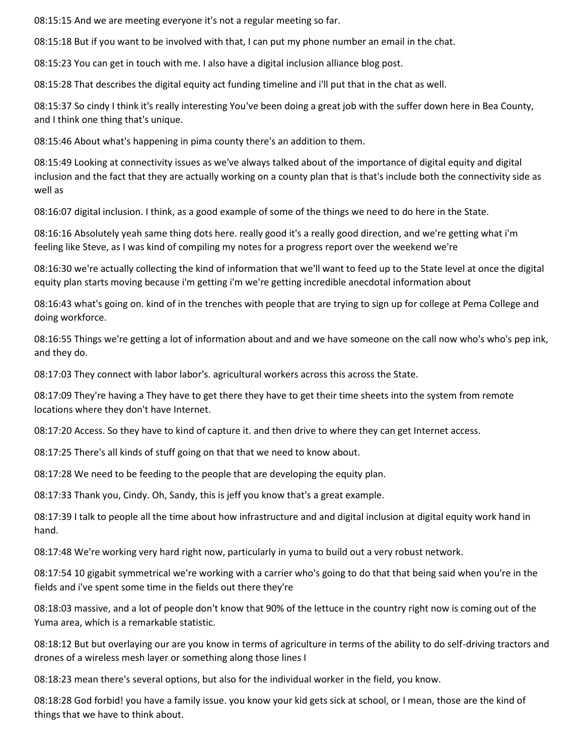08:15:15 And we are meeting everyone it's not a regular meeting so far.

08:15:18 But if you want to be involved with that, I can put my phone number an email in the chat.

08:15:23 You can get in touch with me. I also have a digital inclusion alliance blog post.

08:15:28 That describes the digital equity act funding timeline and i'll put that in the chat as well.

08:15:37 So cindy I think it's really interesting You've been doing a great job with the suffer down here in Bea County, and I think one thing that's unique.

08:15:46 About what's happening in pima county there's an addition to them.

08:15:49 Looking at connectivity issues as we've always talked about of the importance of digital equity and digital inclusion and the fact that they are actually working on a county plan that is that's include both the connectivity side as well as

08:16:07 digital inclusion. I think, as a good example of some of the things we need to do here in the State.

08:16:16 Absolutely yeah same thing dots here. really good it's a really good direction, and we're getting what i'm feeling like Steve, as I was kind of compiling my notes for a progress report over the weekend we're

08:16:30 we're actually collecting the kind of information that we'll want to feed up to the State level at once the digital equity plan starts moving because i'm getting i'm we're getting incredible anecdotal information about

08:16:43 what's going on. kind of in the trenches with people that are trying to sign up for college at Pema College and doing workforce.

08:16:55 Things we're getting a lot of information about and and we have someone on the call now who's who's pep ink, and they do.

08:17:03 They connect with labor labor's. agricultural workers across this across the State.

08:17:09 They're having a They have to get there they have to get their time sheets into the system from remote locations where they don't have Internet.

08:17:20 Access. So they have to kind of capture it. and then drive to where they can get Internet access.

08:17:25 There's all kinds of stuff going on that that we need to know about.

08:17:28 We need to be feeding to the people that are developing the equity plan.

08:17:33 Thank you, Cindy. Oh, Sandy, this is jeff you know that's a great example.

08:17:39 I talk to people all the time about how infrastructure and and digital inclusion at digital equity work hand in hand.

08:17:48 We're working very hard right now, particularly in yuma to build out a very robust network.

08:17:54 10 gigabit symmetrical we're working with a carrier who's going to do that that being said when you're in the fields and i've spent some time in the fields out there they're

08:18:03 massive, and a lot of people don't know that 90% of the lettuce in the country right now is coming out of the Yuma area, which is a remarkable statistic.

08:18:12 But but overlaying our are you know in terms of agriculture in terms of the ability to do self-driving tractors and drones of a wireless mesh layer or something along those lines I

08:18:23 mean there's several options, but also for the individual worker in the field, you know.

08:18:28 God forbid! you have a family issue. you know your kid gets sick at school, or I mean, those are the kind of things that we have to think about.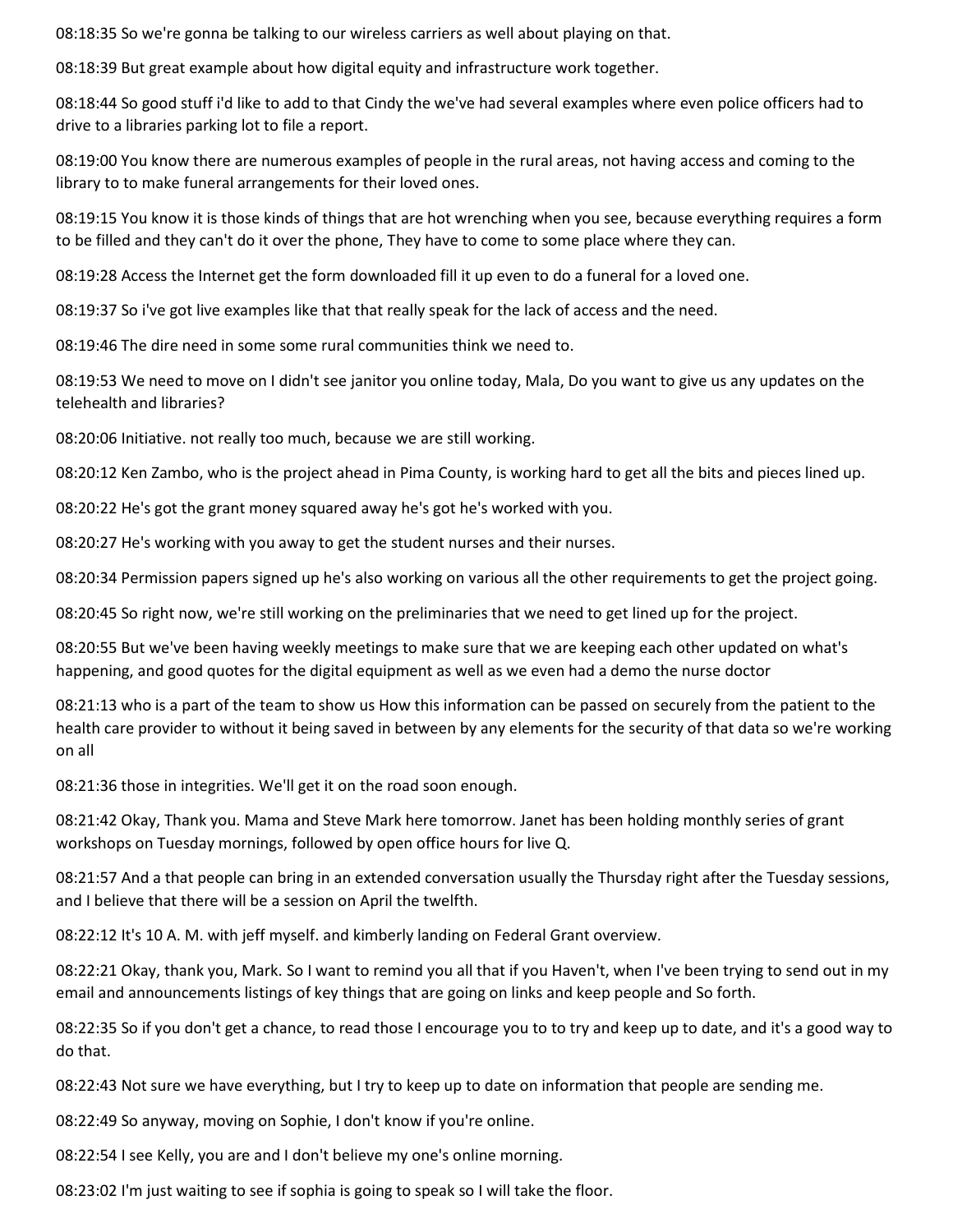08:18:35 So we're gonna be talking to our wireless carriers as well about playing on that.

08:18:39 But great example about how digital equity and infrastructure work together.

08:18:44 So good stuff i'd like to add to that Cindy the we've had several examples where even police officers had to drive to a libraries parking lot to file a report.

08:19:00 You know there are numerous examples of people in the rural areas, not having access and coming to the library to to make funeral arrangements for their loved ones.

08:19:15 You know it is those kinds of things that are hot wrenching when you see, because everything requires a form to be filled and they can't do it over the phone, They have to come to some place where they can.

08:19:28 Access the Internet get the form downloaded fill it up even to do a funeral for a loved one.

08:19:37 So i've got live examples like that that really speak for the lack of access and the need.

08:19:46 The dire need in some some rural communities think we need to.

08:19:53 We need to move on I didn't see janitor you online today, Mala, Do you want to give us any updates on the telehealth and libraries?

08:20:06 Initiative. not really too much, because we are still working.

08:20:12 Ken Zambo, who is the project ahead in Pima County, is working hard to get all the bits and pieces lined up.

08:20:22 He's got the grant money squared away he's got he's worked with you.

08:20:27 He's working with you away to get the student nurses and their nurses.

08:20:34 Permission papers signed up he's also working on various all the other requirements to get the project going.

08:20:45 So right now, we're still working on the preliminaries that we need to get lined up for the project.

08:20:55 But we've been having weekly meetings to make sure that we are keeping each other updated on what's happening, and good quotes for the digital equipment as well as we even had a demo the nurse doctor

08:21:13 who is a part of the team to show us How this information can be passed on securely from the patient to the health care provider to without it being saved in between by any elements for the security of that data so we're working on all

08:21:36 those in integrities. We'll get it on the road soon enough.

08:21:42 Okay, Thank you. Mama and Steve Mark here tomorrow. Janet has been holding monthly series of grant workshops on Tuesday mornings, followed by open office hours for live Q.

08:21:57 And a that people can bring in an extended conversation usually the Thursday right after the Tuesday sessions, and I believe that there will be a session on April the twelfth.

08:22:12 It's 10 A. M. with jeff myself. and kimberly landing on Federal Grant overview.

08:22:21 Okay, thank you, Mark. So I want to remind you all that if you Haven't, when I've been trying to send out in my email and announcements listings of key things that are going on links and keep people and So forth.

08:22:35 So if you don't get a chance, to read those I encourage you to to try and keep up to date, and it's a good way to do that.

08:22:43 Not sure we have everything, but I try to keep up to date on information that people are sending me.

08:22:49 So anyway, moving on Sophie, I don't know if you're online.

08:22:54 I see Kelly, you are and I don't believe my one's online morning.

08:23:02 I'm just waiting to see if sophia is going to speak so I will take the floor.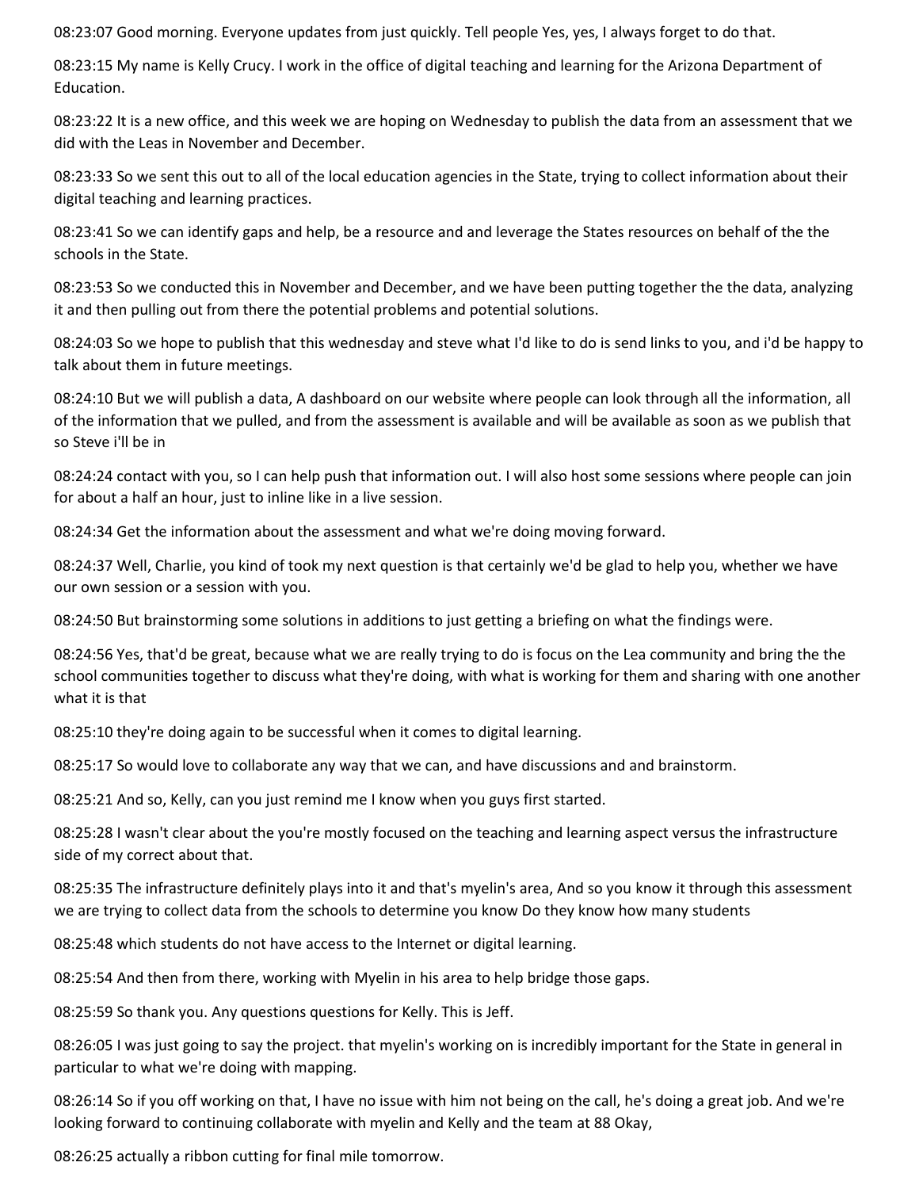08:23:07 Good morning. Everyone updates from just quickly. Tell people Yes, yes, I always forget to do that.

08:23:15 My name is Kelly Crucy. I work in the office of digital teaching and learning for the Arizona Department of Education.

08:23:22 It is a new office, and this week we are hoping on Wednesday to publish the data from an assessment that we did with the Leas in November and December.

08:23:33 So we sent this out to all of the local education agencies in the State, trying to collect information about their digital teaching and learning practices.

08:23:41 So we can identify gaps and help, be a resource and and leverage the States resources on behalf of the the schools in the State.

08:23:53 So we conducted this in November and December, and we have been putting together the the data, analyzing it and then pulling out from there the potential problems and potential solutions.

08:24:03 So we hope to publish that this wednesday and steve what I'd like to do is send links to you, and i'd be happy to talk about them in future meetings.

08:24:10 But we will publish a data, A dashboard on our website where people can look through all the information, all of the information that we pulled, and from the assessment is available and will be available as soon as we publish that so Steve i'll be in

08:24:24 contact with you, so I can help push that information out. I will also host some sessions where people can join for about a half an hour, just to inline like in a live session.

08:24:34 Get the information about the assessment and what we're doing moving forward.

08:24:37 Well, Charlie, you kind of took my next question is that certainly we'd be glad to help you, whether we have our own session or a session with you.

08:24:50 But brainstorming some solutions in additions to just getting a briefing on what the findings were.

08:24:56 Yes, that'd be great, because what we are really trying to do is focus on the Lea community and bring the the school communities together to discuss what they're doing, with what is working for them and sharing with one another what it is that

08:25:10 they're doing again to be successful when it comes to digital learning.

08:25:17 So would love to collaborate any way that we can, and have discussions and and brainstorm.

08:25:21 And so, Kelly, can you just remind me I know when you guys first started.

08:25:28 I wasn't clear about the you're mostly focused on the teaching and learning aspect versus the infrastructure side of my correct about that.

08:25:35 The infrastructure definitely plays into it and that's myelin's area, And so you know it through this assessment we are trying to collect data from the schools to determine you know Do they know how many students

08:25:48 which students do not have access to the Internet or digital learning.

08:25:54 And then from there, working with Myelin in his area to help bridge those gaps.

08:25:59 So thank you. Any questions questions for Kelly. This is Jeff.

08:26:05 I was just going to say the project. that myelin's working on is incredibly important for the State in general in particular to what we're doing with mapping.

08:26:14 So if you off working on that, I have no issue with him not being on the call, he's doing a great job. And we're looking forward to continuing collaborate with myelin and Kelly and the team at 88 Okay,

08:26:25 actually a ribbon cutting for final mile tomorrow.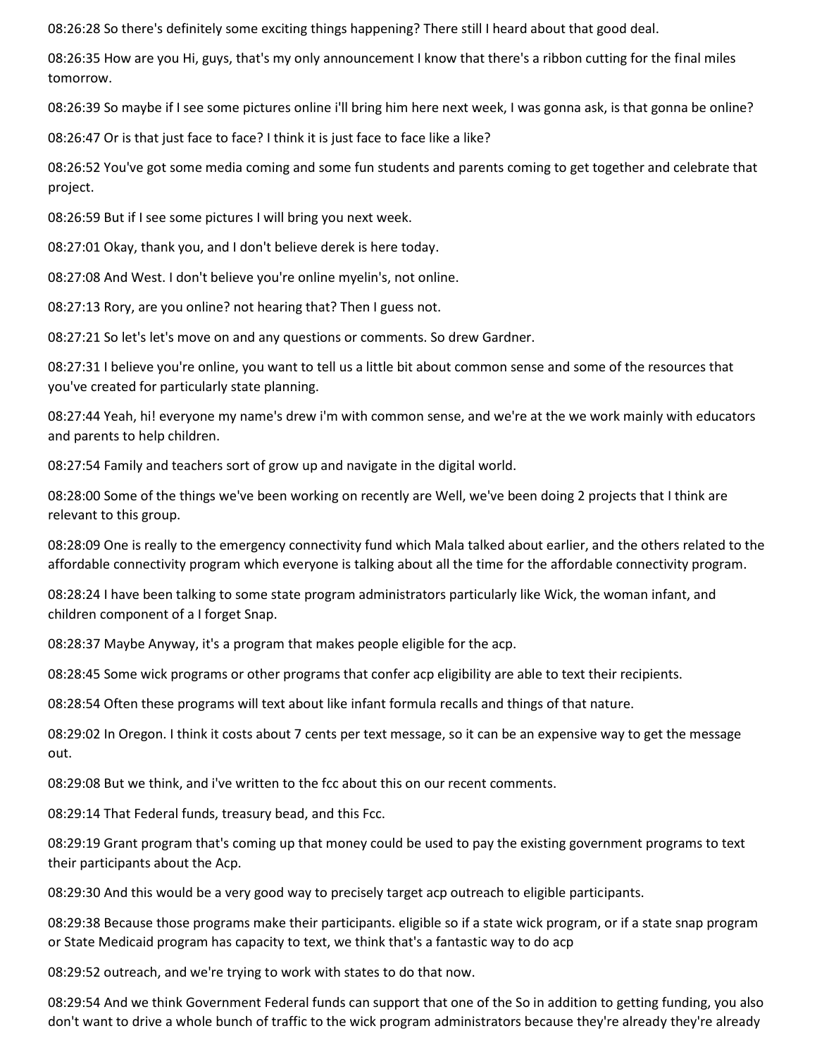08:26:28 So there's definitely some exciting things happening? There still I heard about that good deal.

08:26:35 How are you Hi, guys, that's my only announcement I know that there's a ribbon cutting for the final miles tomorrow.

08:26:39 So maybe if I see some pictures online i'll bring him here next week, I was gonna ask, is that gonna be online?

08:26:47 Or is that just face to face? I think it is just face to face like a like?

08:26:52 You've got some media coming and some fun students and parents coming to get together and celebrate that project.

08:26:59 But if I see some pictures I will bring you next week.

08:27:01 Okay, thank you, and I don't believe derek is here today.

08:27:08 And West. I don't believe you're online myelin's, not online.

08:27:13 Rory, are you online? not hearing that? Then I guess not.

08:27:21 So let's let's move on and any questions or comments. So drew Gardner.

08:27:31 I believe you're online, you want to tell us a little bit about common sense and some of the resources that you've created for particularly state planning.

08:27:44 Yeah, hi! everyone my name's drew i'm with common sense, and we're at the we work mainly with educators and parents to help children.

08:27:54 Family and teachers sort of grow up and navigate in the digital world.

08:28:00 Some of the things we've been working on recently are Well, we've been doing 2 projects that I think are relevant to this group.

08:28:09 One is really to the emergency connectivity fund which Mala talked about earlier, and the others related to the affordable connectivity program which everyone is talking about all the time for the affordable connectivity program.

08:28:24 I have been talking to some state program administrators particularly like Wick, the woman infant, and children component of a I forget Snap.

08:28:37 Maybe Anyway, it's a program that makes people eligible for the acp.

08:28:45 Some wick programs or other programs that confer acp eligibility are able to text their recipients.

08:28:54 Often these programs will text about like infant formula recalls and things of that nature.

08:29:02 In Oregon. I think it costs about 7 cents per text message, so it can be an expensive way to get the message out.

08:29:08 But we think, and i've written to the fcc about this on our recent comments.

08:29:14 That Federal funds, treasury bead, and this Fcc.

08:29:19 Grant program that's coming up that money could be used to pay the existing government programs to text their participants about the Acp.

08:29:30 And this would be a very good way to precisely target acp outreach to eligible participants.

08:29:38 Because those programs make their participants. eligible so if a state wick program, or if a state snap program or State Medicaid program has capacity to text, we think that's a fantastic way to do acp

08:29:52 outreach, and we're trying to work with states to do that now.

08:29:54 And we think Government Federal funds can support that one of the So in addition to getting funding, you also don't want to drive a whole bunch of traffic to the wick program administrators because they're already they're already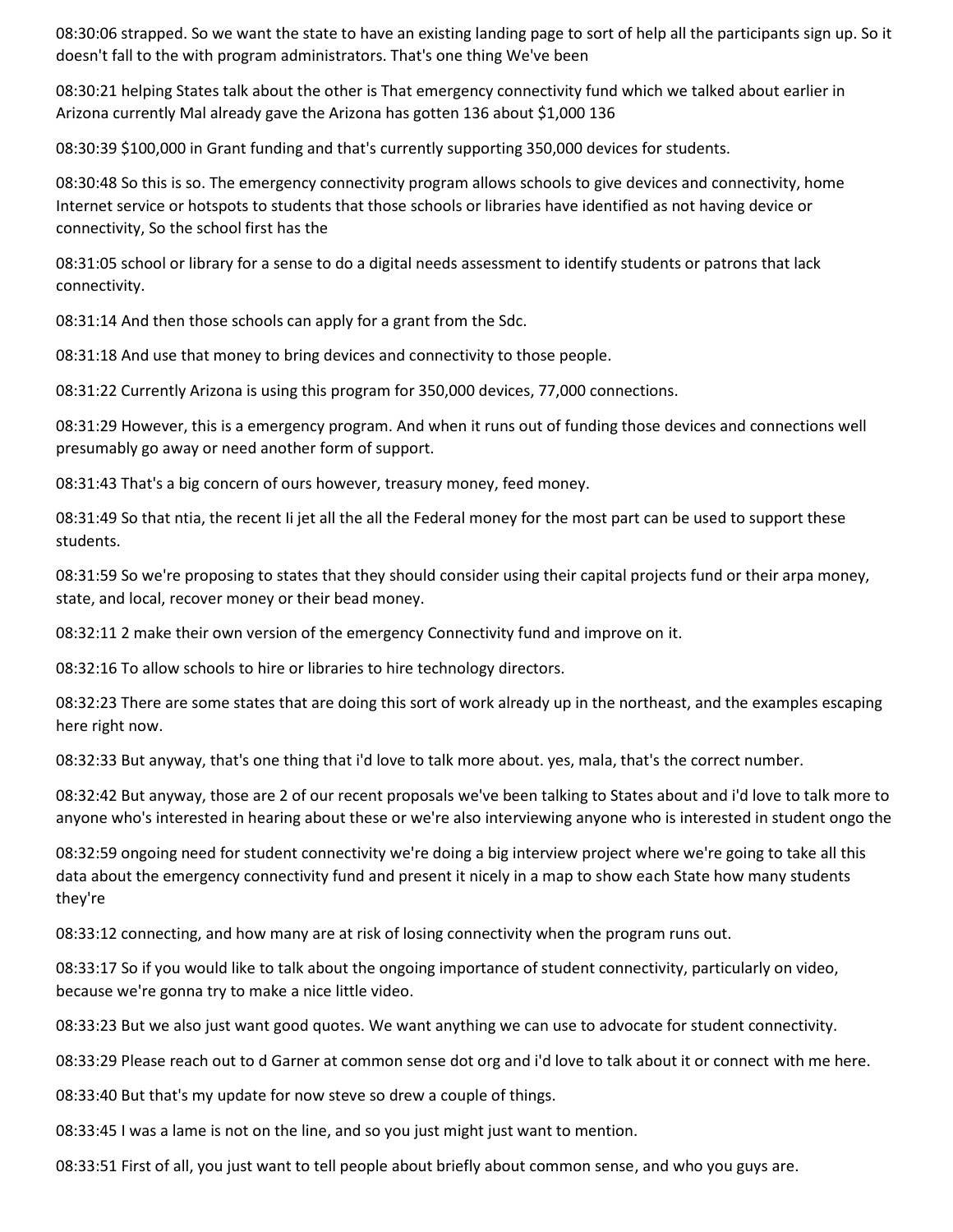08:30:06 strapped. So we want the state to have an existing landing page to sort of help all the participants sign up. So it doesn't fall to the with program administrators. That's one thing We've been

08:30:21 helping States talk about the other is That emergency connectivity fund which we talked about earlier in Arizona currently Mal already gave the Arizona has gotten 136 about $1,000 136

08:30:39 $100,000 in Grant funding and that's currently supporting 350,000 devices for students.

08:30:48 So this is so. The emergency connectivity program allows schools to give devices and connectivity, home Internet service or hotspots to students that those schools or libraries have identified as not having device or connectivity, So the school first has the

08:31:05 school or library for a sense to do a digital needs assessment to identify students or patrons that lack connectivity.

08:31:14 And then those schools can apply for a grant from the Sdc.

08:31:18 And use that money to bring devices and connectivity to those people.

08:31:22 Currently Arizona is using this program for 350,000 devices, 77,000 connections.

08:31:29 However, this is a emergency program. And when it runs out of funding those devices and connections well presumably go away or need another form of support.

08:31:43 That's a big concern of ours however, treasury money, feed money.

08:31:49 So that ntia, the recent Ii jet all the all the Federal money for the most part can be used to support these students.

08:31:59 So we're proposing to states that they should consider using their capital projects fund or their arpa money, state, and local, recover money or their bead money.

08:32:11 2 make their own version of the emergency Connectivity fund and improve on it.

08:32:16 To allow schools to hire or libraries to hire technology directors.

08:32:23 There are some states that are doing this sort of work already up in the northeast, and the examples escaping here right now.

08:32:33 But anyway, that's one thing that i'd love to talk more about. yes, mala, that's the correct number.

08:32:42 But anyway, those are 2 of our recent proposals we've been talking to States about and i'd love to talk more to anyone who's interested in hearing about these or we're also interviewing anyone who is interested in student ongo the

08:32:59 ongoing need for student connectivity we're doing a big interview project where we're going to take all this data about the emergency connectivity fund and present it nicely in a map to show each State how many students they're

08:33:12 connecting, and how many are at risk of losing connectivity when the program runs out.

08:33:17 So if you would like to talk about the ongoing importance of student connectivity, particularly on video, because we're gonna try to make a nice little video.

08:33:23 But we also just want good quotes. We want anything we can use to advocate for student connectivity.

08:33:29 Please reach out to d Garner at common sense dot org and i'd love to talk about it or connect with me here.

08:33:40 But that's my update for now steve so drew a couple of things.

08:33:45 I was a lame is not on the line, and so you just might just want to mention.

08:33:51 First of all, you just want to tell people about briefly about common sense, and who you guys are.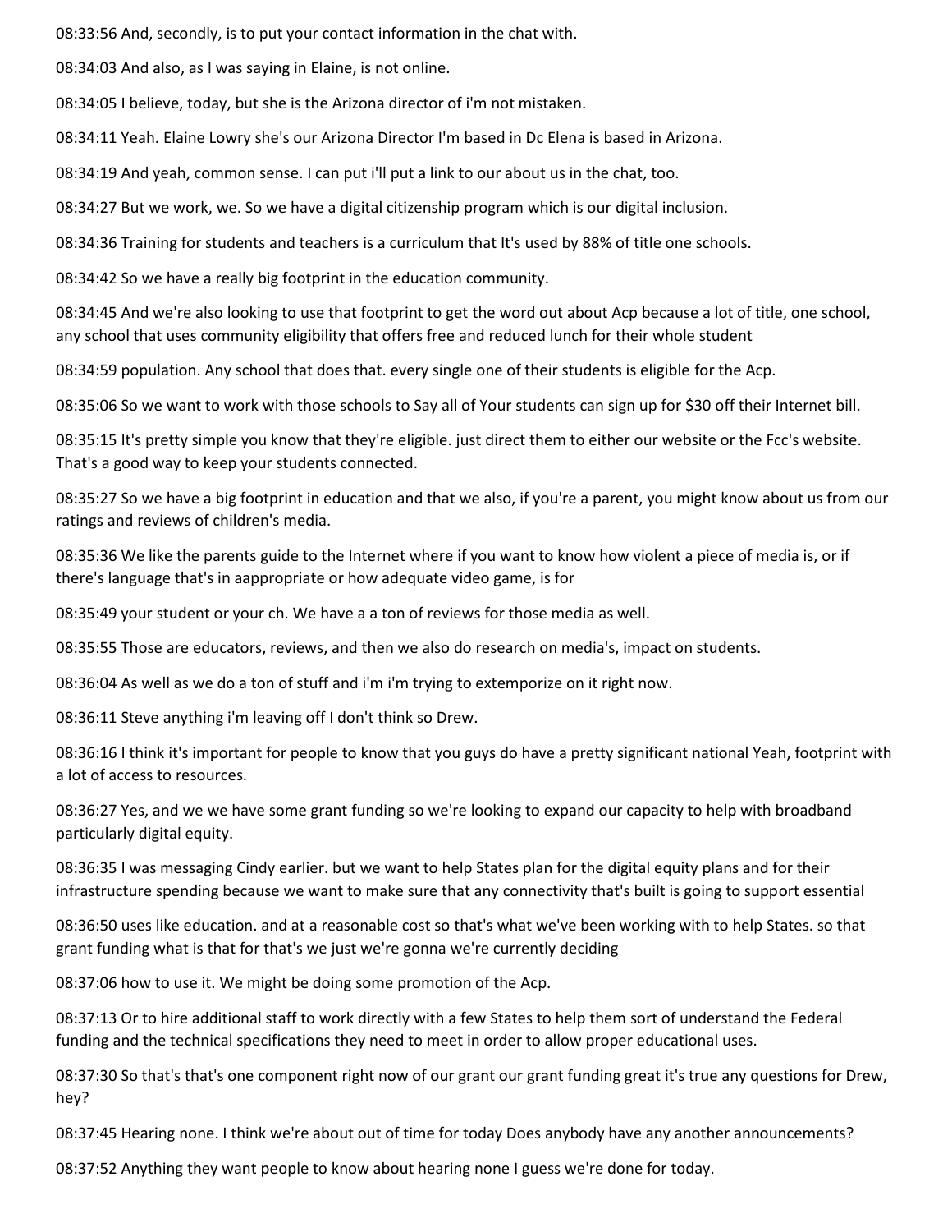08:33:56 And, secondly, is to put your contact information in the chat with.

08:34:03 And also, as I was saying in Elaine, is not online.

08:34:05 I believe, today, but she is the Arizona director of i'm not mistaken.

08:34:11 Yeah. Elaine Lowry she's our Arizona Director I'm based in Dc Elena is based in Arizona.

08:34:19 And yeah, common sense. I can put i'll put a link to our about us in the chat, too.

08:34:27 But we work, we. So we have a digital citizenship program which is our digital inclusion.

08:34:36 Training for students and teachers is a curriculum that It's used by 88% of title one schools.

08:34:42 So we have a really big footprint in the education community.

08:34:45 And we're also looking to use that footprint to get the word out about Acp because a lot of title, one school, any school that uses community eligibility that offers free and reduced lunch for their whole student

08:34:59 population. Any school that does that. every single one of their students is eligible for the Acp.

08:35:06 So we want to work with those schools to Say all of Your students can sign up for $30 off their Internet bill.

08:35:15 It's pretty simple you know that they're eligible. just direct them to either our website or the Fcc's website. That's a good way to keep your students connected.

08:35:27 So we have a big footprint in education and that we also, if you're a parent, you might know about us from our ratings and reviews of children's media.

08:35:36 We like the parents guide to the Internet where if you want to know how violent a piece of media is, or if there's language that's in aappropriate or how adequate video game, is for

08:35:49 your student or your ch. We have a a ton of reviews for those media as well.

08:35:55 Those are educators, reviews, and then we also do research on media's, impact on students.

08:36:04 As well as we do a ton of stuff and i'm i'm trying to extemporize on it right now.

08:36:11 Steve anything i'm leaving off I don't think so Drew.

08:36:16 I think it's important for people to know that you guys do have a pretty significant national Yeah, footprint with a lot of access to resources.

08:36:27 Yes, and we we have some grant funding so we're looking to expand our capacity to help with broadband particularly digital equity.

08:36:35 I was messaging Cindy earlier. but we want to help States plan for the digital equity plans and for their infrastructure spending because we want to make sure that any connectivity that's built is going to support essential

08:36:50 uses like education. and at a reasonable cost so that's what we've been working with to help States. so that grant funding what is that for that's we just we're gonna we're currently deciding

08:37:06 how to use it. We might be doing some promotion of the Acp.

08:37:13 Or to hire additional staff to work directly with a few States to help them sort of understand the Federal funding and the technical specifications they need to meet in order to allow proper educational uses.

08:37:30 So that's that's one component right now of our grant our grant funding great it's true any questions for Drew, hey?

08:37:45 Hearing none. I think we're about out of time for today Does anybody have any another announcements?

08:37:52 Anything they want people to know about hearing none I guess we're done for today.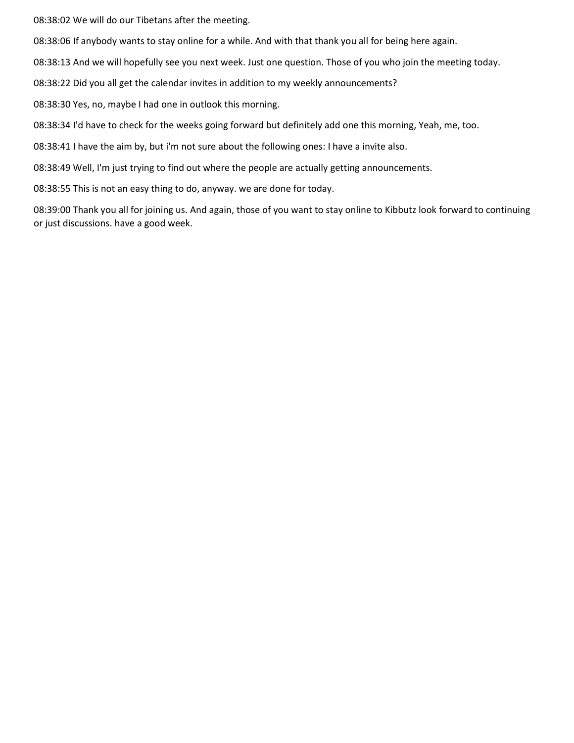08:38:02 We will do our Tibetans after the meeting.

08:38:06 If anybody wants to stay online for a while. And with that thank you all for being here again.

08:38:13 And we will hopefully see you next week. Just one question. Those of you who join the meeting today.

08:38:22 Did you all get the calendar invites in addition to my weekly announcements?

08:38:30 Yes, no, maybe I had one in outlook this morning.

08:38:34 I'd have to check for the weeks going forward but definitely add one this morning, Yeah, me, too.

08:38:41 I have the aim by, but i'm not sure about the following ones: I have a invite also.

08:38:49 Well, I'm just trying to find out where the people are actually getting announcements.

08:38:55 This is not an easy thing to do, anyway. we are done for today.

08:39:00 Thank you all for joining us. And again, those of you want to stay online to Kibbutz look forward to continuing or just discussions. have a good week.